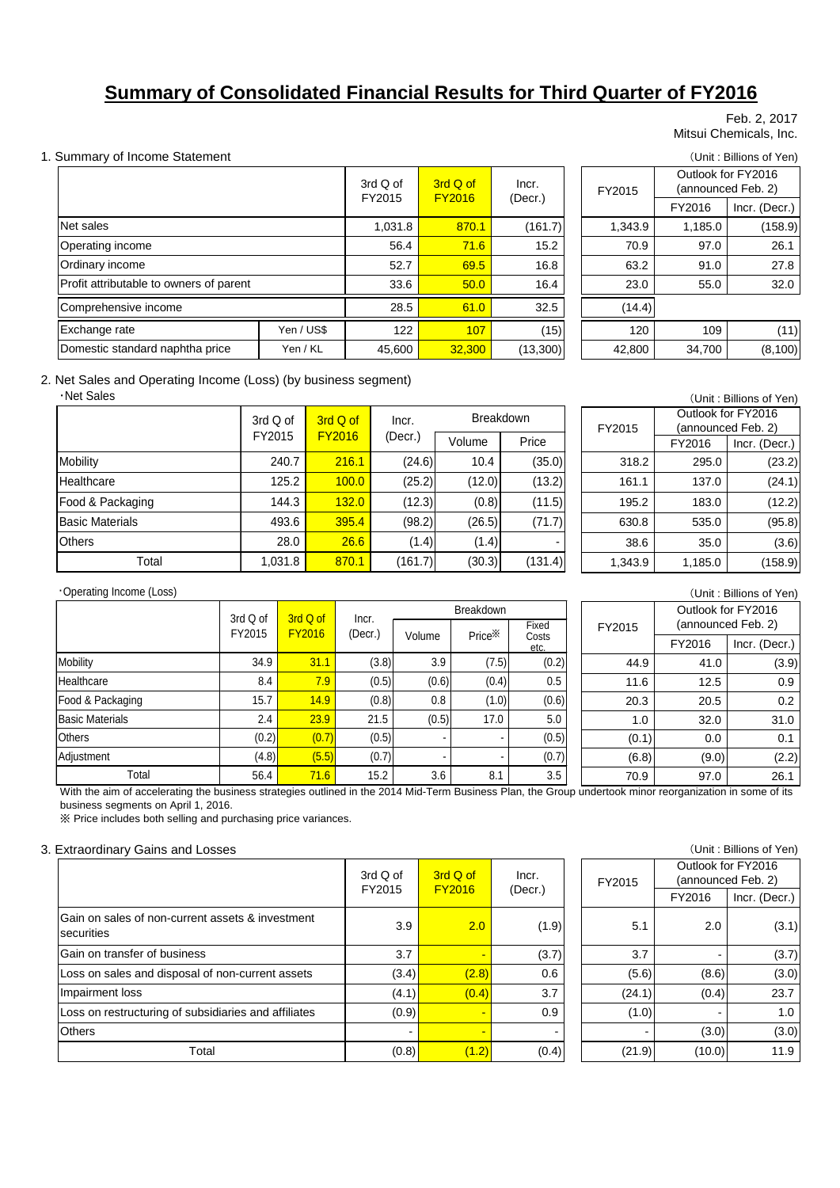# Summary of Consolidated Financial Results for Third Quarter of FY2016

Feb. 2, 2017
Mitsui Chemicals, Inc.

## 1. Summary of Income Statement

(Unit : Billions of Yen)

| | | 3rd Q of FY2015 | 3rd Q of FY2016 | Incr. (Decr.) | FY2015 | Outlook for FY2016 (announced Feb. 2) | |
|---|---|---|---|---|---|---|---|
| | | | | | | FY2016 | Incr. (Decr.) |
| Net sales | | 1,031.8 | 870.1 | (161.7) | 1,343.9 | 1,185.0 | (158.9) |
| Operating income | | 56.4 | 71.6 | 15.2 | 70.9 | 97.0 | 26.1 |
| Ordinary income | | 52.7 | 69.5 | 16.8 | 63.2 | 91.0 | 27.8 |
| Profit attributable to owners of parent | | 33.6 | 50.0 | 16.4 | 23.0 | 55.0 | 32.0 |
| Comprehensive income | | 28.5 | 61.0 | 32.5 | (14.4) | | |
| Exchange rate | Yen / US$ | 122 | 107 | (15) | 120 | 109 | (11) |
| Domestic standard naphtha price | Yen / KL | 45,600 | 32,300 | (13,300) | 42,800 | 34,700 | (8,100) |

## 2. Net Sales and Operating Income (Loss) (by business segment)

・Net Sales

(Unit : Billions of Yen)

| | 3rd Q of FY2015 | 3rd Q of FY2016 | Incr. (Decr.) | Breakdown | | FY2015 | Outlook for FY2016 (announced Feb. 2) | |
|---|---|---|---|---|---|---|---|---|
| | | | | Volume | Price | | FY2016 | Incr. (Decr.) |
| Mobility | 240.7 | 216.1 | (24.6) | 10.4 | (35.0) | 318.2 | 295.0 | (23.2) |
| Healthcare | 125.2 | 100.0 | (25.2) | (12.0) | (13.2) | 161.1 | 137.0 | (24.1) |
| Food & Packaging | 144.3 | 132.0 | (12.3) | (0.8) | (11.5) | 195.2 | 183.0 | (12.2) |
| Basic Materials | 493.6 | 395.4 | (98.2) | (26.5) | (71.7) | 630.8 | 535.0 | (95.8) |
| Others | 28.0 | 26.6 | (1.4) | (1.4) | - | 38.6 | 35.0 | (3.6) |
| Total | 1,031.8 | 870.1 | (161.7) | (30.3) | (131.4) | 1,343.9 | 1,185.0 | (158.9) |

・Operating Income (Loss)

(Unit : Billions of Yen)

| | 3rd Q of FY2015 | 3rd Q of FY2016 | Incr. (Decr.) | Breakdown | | | FY2015 | Outlook for FY2016 (announced Feb. 2) | |
|---|---|---|---|---|---|---|---|---|---|
| | | | | Volume | Price※ | Fixed Costs etc. | | FY2016 | Incr. (Decr.) |
| Mobility | 34.9 | 31.1 | (3.8) | 3.9 | (7.5) | (0.2) | 44.9 | 41.0 | (3.9) |
| Healthcare | 8.4 | 7.9 | (0.5) | (0.6) | (0.4) | 0.5 | 11.6 | 12.5 | 0.9 |
| Food & Packaging | 15.7 | 14.9 | (0.8) | 0.8 | (1.0) | (0.6) | 20.3 | 20.5 | 0.2 |
| Basic Materials | 2.4 | 23.9 | 21.5 | (0.5) | 17.0 | 5.0 | 1.0 | 32.0 | 31.0 |
| Others | (0.2) | (0.7) | (0.5) | - | - | (0.5) | (0.1) | 0.0 | 0.1 |
| Adjustment | (4.8) | (5.5) | (0.7) | - | - | (0.7) | (6.8) | (9.0) | (2.2) |
| Total | 56.4 | 71.6 | 15.2 | 3.6 | 8.1 | 3.5 | 70.9 | 97.0 | 26.1 |

With the aim of accelerating the business strategies outlined in the 2014 Mid-Term Business Plan, the Group undertook minor reorganization in some of its business segments on April 1, 2016.

※ Price includes both selling and purchasing price variances.

## 3. Extraordinary Gains and Losses

(Unit : Billions of Yen)

| | 3rd Q of FY2015 | 3rd Q of FY2016 | Incr. (Decr.) | FY2015 | Outlook for FY2016 (announced Feb. 2) | |
|---|---|---|---|---|---|---|
| | | | | | FY2016 | Incr. (Decr.) |
| Gain on sales of non-current assets & investment securities | 3.9 | 2.0 | (1.9) | 5.1 | 2.0 | (3.1) |
| Gain on transfer of business | 3.7 | - | (3.7) | 3.7 | - | (3.7) |
| Loss on sales and disposal of non-current assets | (3.4) | (2.8) | 0.6 | (5.6) | (8.6) | (3.0) |
| Impairment loss | (4.1) | (0.4) | 3.7 | (24.1) | (0.4) | 23.7 |
| Loss on restructuring of subsidiaries and affiliates | (0.9) | - | 0.9 | (1.0) | - | 1.0 |
| Others | - | - | - | - | (3.0) | (3.0) |
| Total | (0.8) | (1.2) | (0.4) | (21.9) | (10.0) | 11.9 |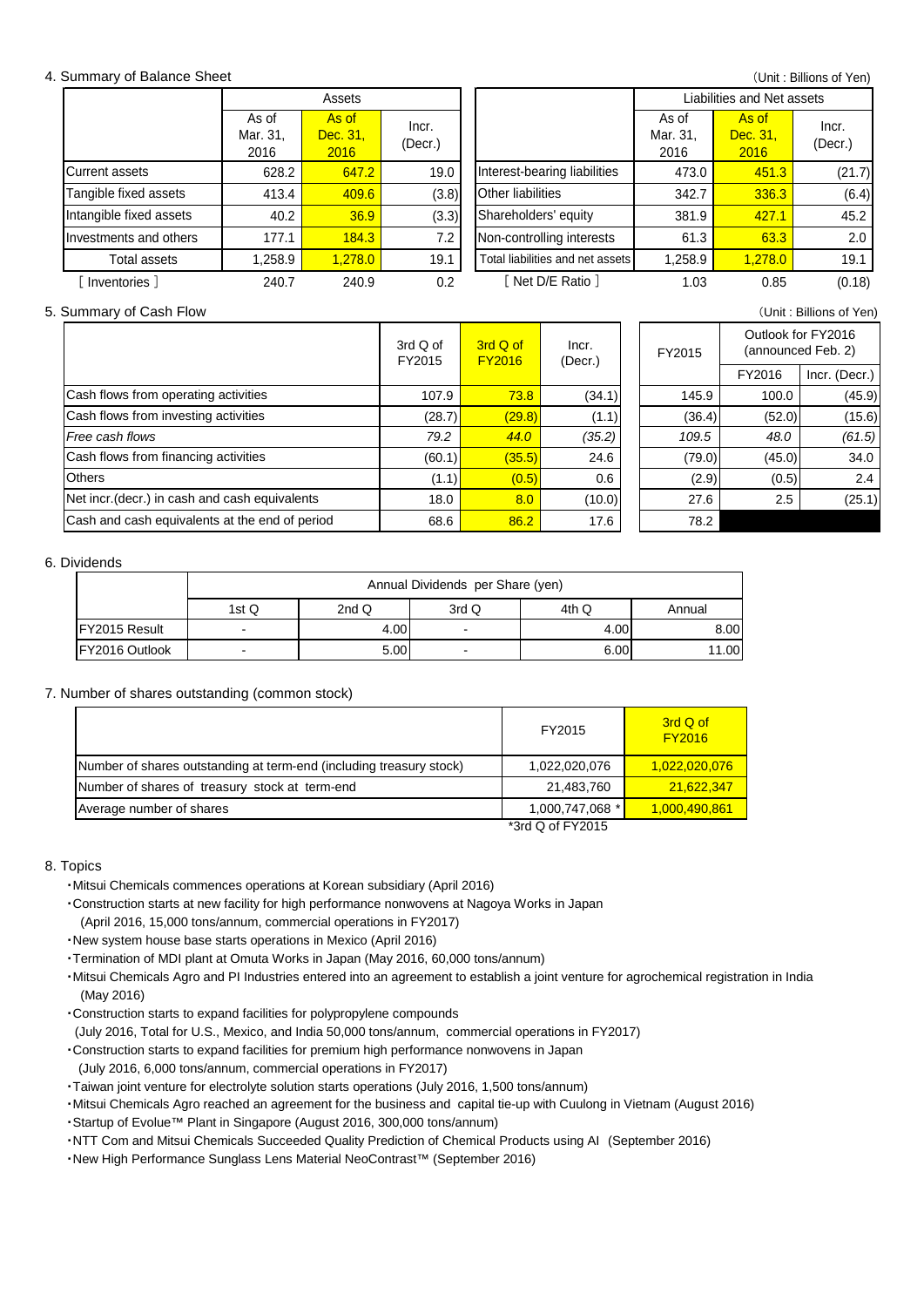## 4. Summary of Balance Sheet

(Unit : Billions of Yen)

| | Assets | | | | Liabilities and Net assets | | |
|---|---|---|---|---|---|---|---|
| | As of Mar. 31, 2016 | As of Dec. 31, 2016 | Incr. (Decr.) | | As of Mar. 31, 2016 | As of Dec. 31, 2016 | Incr. (Decr.) |
| Current assets | 628.2 | 647.2 | 19.0 | Interest-bearing liabilities | 473.0 | 451.3 | (21.7) |
| Tangible fixed assets | 413.4 | 409.6 | (3.8) | Other liabilities | 342.7 | 336.3 | (6.4) |
| Intangible fixed assets | 40.2 | 36.9 | (3.3) | Shareholders' equity | 381.9 | 427.1 | 45.2 |
| Investments and others | 177.1 | 184.3 | 7.2 | Non-controlling interests | 61.3 | 63.3 | 2.0 |
| Total assets | 1,258.9 | 1,278.0 | 19.1 | Total liabilities and net assets | 1,258.9 | 1,278.0 | 19.1 |
| [ Inventories ] | 240.7 | 240.9 | 0.2 | [ Net D/E Ratio ] | 1.03 | 0.85 | (0.18) |

## 5. Summary of Cash Flow

(Unit : Billions of Yen)

| | 3rd Q of FY2015 | 3rd Q of FY2016 | Incr. (Decr.) | FY2015 | Outlook for FY2016 (announced Feb. 2) | |
|---|---|---|---|---|---|---|
| | | | | | FY2016 | Incr. (Decr.) |
| Cash flows from operating activities | 107.9 | 73.8 | (34.1) | 145.9 | 100.0 | (45.9) |
| Cash flows from investing activities | (28.7) | (29.8) | (1.1) | (36.4) | (52.0) | (15.6) |
| *Free cash flows* | *79.2* | *44.0* | *(35.2)* | *109.5* | *48.0* | *(61.5)* |
| Cash flows from financing activities | (60.1) | (35.5) | 24.6 | (79.0) | (45.0) | 34.0 |
| Others | (1.1) | (0.5) | 0.6 | (2.9) | (0.5) | 2.4 |
| Net incr.(decr.) in cash and cash equivalents | 18.0 | 8.0 | (10.0) | 27.6 | 2.5 | (25.1) |
| Cash and cash equivalents at the end of period | 68.6 | 86.2 | 17.6 | 78.2 | | |

## 6. Dividends

| | Annual Dividends per Share (yen) | | | | |
|---|---|---|---|---|---|
| | 1st Q | 2nd Q | 3rd Q | 4th Q | Annual |
| FY2015 Result | - | 4.00 | - | 4.00 | 8.00 |
| FY2016 Outlook | - | 5.00 | - | 6.00 | 11.00 |

## 7. Number of shares outstanding (common stock)

| | FY2015 | 3rd Q of FY2016 |
|---|---|---|
| Number of shares outstanding at term-end (including treasury stock) | 1,022,020,076 | 1,022,020,076 |
| Number of shares of treasury stock at term-end | 21,483,760 | 21,622,347 |
| Average number of shares | 1,000,747,068 * | 1,000,490,861 |

*3rd Q of FY2015

## 8. Topics

- Mitsui Chemicals commences operations at Korean subsidiary (April 2016)
- Construction starts at new facility for high performance nonwovens at Nagoya Works in Japan (April 2016, 15,000 tons/annum, commercial operations in FY2017)
- New system house base starts operations in Mexico (April 2016)
- Termination of MDI plant at Omuta Works in Japan (May 2016, 60,000 tons/annum)
- Mitsui Chemicals Agro and PI Industries entered into an agreement to establish a joint venture for agrochemical registration in India (May 2016)
- Construction starts to expand facilities for polypropylene compounds (July 2016, Total for U.S., Mexico, and India 50,000 tons/annum, commercial operations in FY2017)
- Construction starts to expand facilities for premium high performance nonwovens in Japan (July 2016, 6,000 tons/annum, commercial operations in FY2017)
- Taiwan joint venture for electrolyte solution starts operations (July 2016, 1,500 tons/annum)
- Mitsui Chemicals Agro reached an agreement for the business and capital tie-up with Cuulong in Vietnam (August 2016)
- Startup of Evolue™ Plant in Singapore (August 2016, 300,000 tons/annum)
- NTT Com and Mitsui Chemicals Succeeded Quality Prediction of Chemical Products using AI (September 2016)
- New High Performance Sunglass Lens Material NeoContrast™ (September 2016)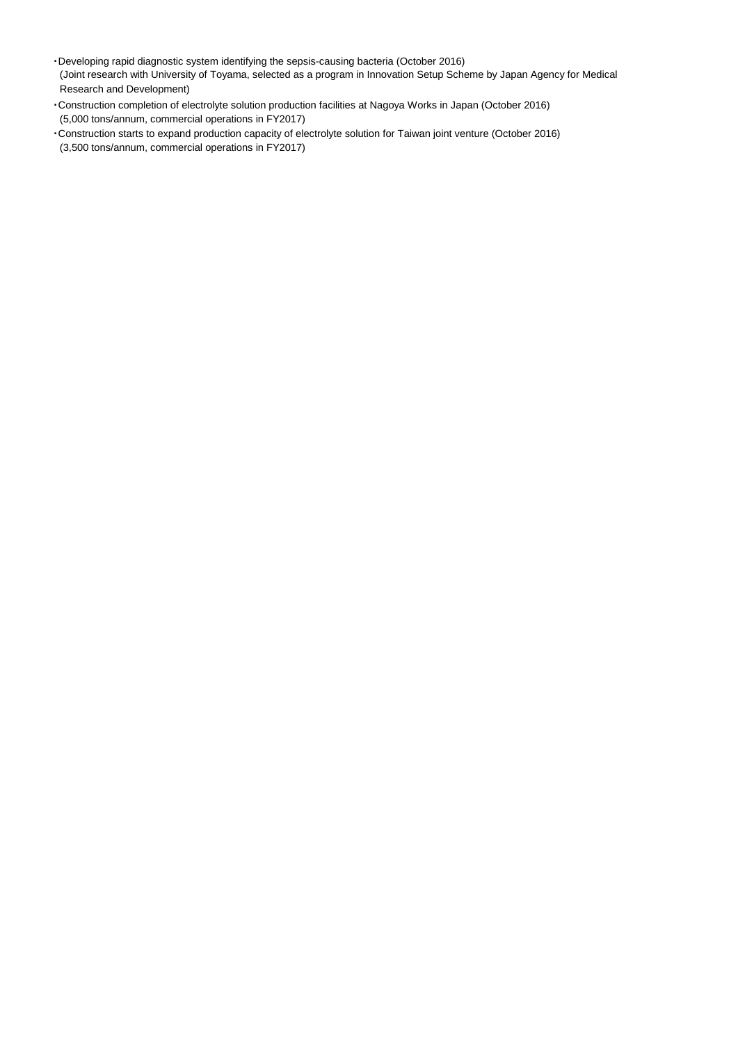- Developing rapid diagnostic system identifying the sepsis-causing bacteria (October 2016)
  (Joint research with University of Toyama, selected as a program in Innovation Setup Scheme by Japan Agency for Medical Research and Development)
- Construction completion of electrolyte solution production facilities at Nagoya Works in Japan (October 2016)
  (5,000 tons/annum, commercial operations in FY2017)
- Construction starts to expand production capacity of electrolyte solution for Taiwan joint venture (October 2016)
  (3,500 tons/annum, commercial operations in FY2017)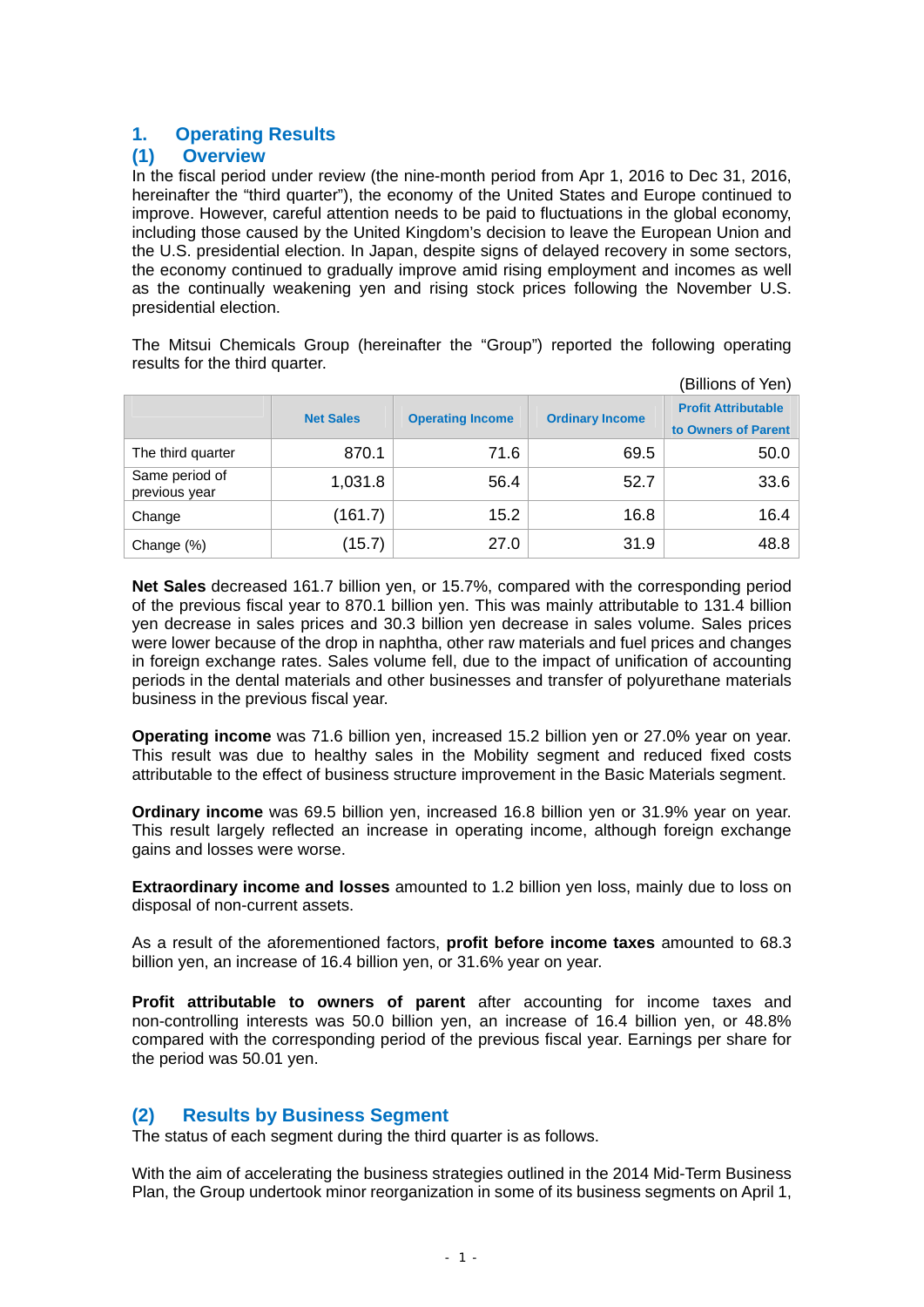# 1. Operating Results

## (1) Overview

In the fiscal period under review (the nine-month period from Apr 1, 2016 to Dec 31, 2016, hereinafter the "third quarter"), the economy of the United States and Europe continued to improve. However, careful attention needs to be paid to fluctuations in the global economy, including those caused by the United Kingdom's decision to leave the European Union and the U.S. presidential election. In Japan, despite signs of delayed recovery in some sectors, the economy continued to gradually improve amid rising employment and incomes as well as the continually weakening yen and rising stock prices following the November U.S. presidential election.

The Mitsui Chemicals Group (hereinafter the "Group") reported the following operating results for the third quarter.

(Billions of Yen)

| | Net Sales | Operating Income | Ordinary Income | Profit Attributable to Owners of Parent |
|---|---|---|---|---|
| The third quarter | 870.1 | 71.6 | 69.5 | 50.0 |
| Same period of previous year | 1,031.8 | 56.4 | 52.7 | 33.6 |
| Change | (161.7) | 15.2 | 16.8 | 16.4 |
| Change (%) | (15.7) | 27.0 | 31.9 | 48.8 |

**Net Sales** decreased 161.7 billion yen, or 15.7%, compared with the corresponding period of the previous fiscal year to 870.1 billion yen. This was mainly attributable to 131.4 billion yen decrease in sales prices and 30.3 billion yen decrease in sales volume. Sales prices were lower because of the drop in naphtha, other raw materials and fuel prices and changes in foreign exchange rates. Sales volume fell, due to the impact of unification of accounting periods in the dental materials and other businesses and transfer of polyurethane materials business in the previous fiscal year.

**Operating income** was 71.6 billion yen, increased 15.2 billion yen or 27.0% year on year. This result was due to healthy sales in the Mobility segment and reduced fixed costs attributable to the effect of business structure improvement in the Basic Materials segment.

**Ordinary income** was 69.5 billion yen, increased 16.8 billion yen or 31.9% year on year. This result largely reflected an increase in operating income, although foreign exchange gains and losses were worse.

**Extraordinary income and losses** amounted to 1.2 billion yen loss, mainly due to loss on disposal of non-current assets.

As a result of the aforementioned factors, **profit before income taxes** amounted to 68.3 billion yen, an increase of 16.4 billion yen, or 31.6% year on year.

**Profit attributable to owners of parent** after accounting for income taxes and non-controlling interests was 50.0 billion yen, an increase of 16.4 billion yen, or 48.8% compared with the corresponding period of the previous fiscal year. Earnings per share for the period was 50.01 yen.

## (2) Results by Business Segment

The status of each segment during the third quarter is as follows.

With the aim of accelerating the business strategies outlined in the 2014 Mid-Term Business Plan, the Group undertook minor reorganization in some of its business segments on April 1,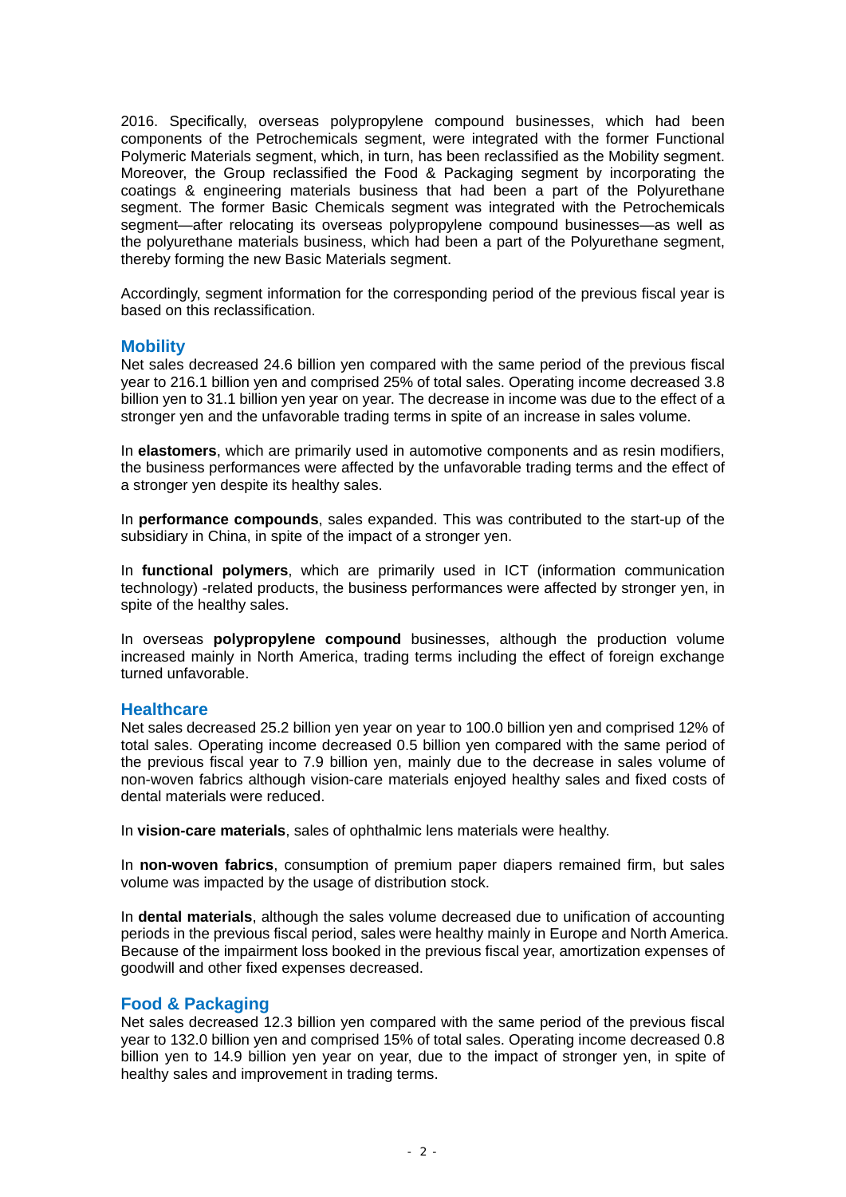2016. Specifically, overseas polypropylene compound businesses, which had been components of the Petrochemicals segment, were integrated with the former Functional Polymeric Materials segment, which, in turn, has been reclassified as the Mobility segment. Moreover, the Group reclassified the Food & Packaging segment by incorporating the coatings & engineering materials business that had been a part of the Polyurethane segment. The former Basic Chemicals segment was integrated with the Petrochemicals segment—after relocating its overseas polypropylene compound businesses—as well as the polyurethane materials business, which had been a part of the Polyurethane segment, thereby forming the new Basic Materials segment.

Accordingly, segment information for the corresponding period of the previous fiscal year is based on this reclassification.

### Mobility

Net sales decreased 24.6 billion yen compared with the same period of the previous fiscal year to 216.1 billion yen and comprised 25% of total sales. Operating income decreased 3.8 billion yen to 31.1 billion yen year on year. The decrease in income was due to the effect of a stronger yen and the unfavorable trading terms in spite of an increase in sales volume.

In **elastomers**, which are primarily used in automotive components and as resin modifiers, the business performances were affected by the unfavorable trading terms and the effect of a stronger yen despite its healthy sales.

In **performance compounds**, sales expanded. This was contributed to the start-up of the subsidiary in China, in spite of the impact of a stronger yen.

In **functional polymers**, which are primarily used in ICT (information communication technology) -related products, the business performances were affected by stronger yen, in spite of the healthy sales.

In overseas **polypropylene compound** businesses, although the production volume increased mainly in North America, trading terms including the effect of foreign exchange turned unfavorable.

### Healthcare

Net sales decreased 25.2 billion yen year on year to 100.0 billion yen and comprised 12% of total sales. Operating income decreased 0.5 billion yen compared with the same period of the previous fiscal year to 7.9 billion yen, mainly due to the decrease in sales volume of non-woven fabrics although vision-care materials enjoyed healthy sales and fixed costs of dental materials were reduced.

In **vision-care materials**, sales of ophthalmic lens materials were healthy.

In **non-woven fabrics**, consumption of premium paper diapers remained firm, but sales volume was impacted by the usage of distribution stock.

In **dental materials**, although the sales volume decreased due to unification of accounting periods in the previous fiscal period, sales were healthy mainly in Europe and North America. Because of the impairment loss booked in the previous fiscal year, amortization expenses of goodwill and other fixed expenses decreased.

### Food & Packaging

Net sales decreased 12.3 billion yen compared with the same period of the previous fiscal year to 132.0 billion yen and comprised 15% of total sales. Operating income decreased 0.8 billion yen to 14.9 billion yen year on year, due to the impact of stronger yen, in spite of healthy sales and improvement in trading terms.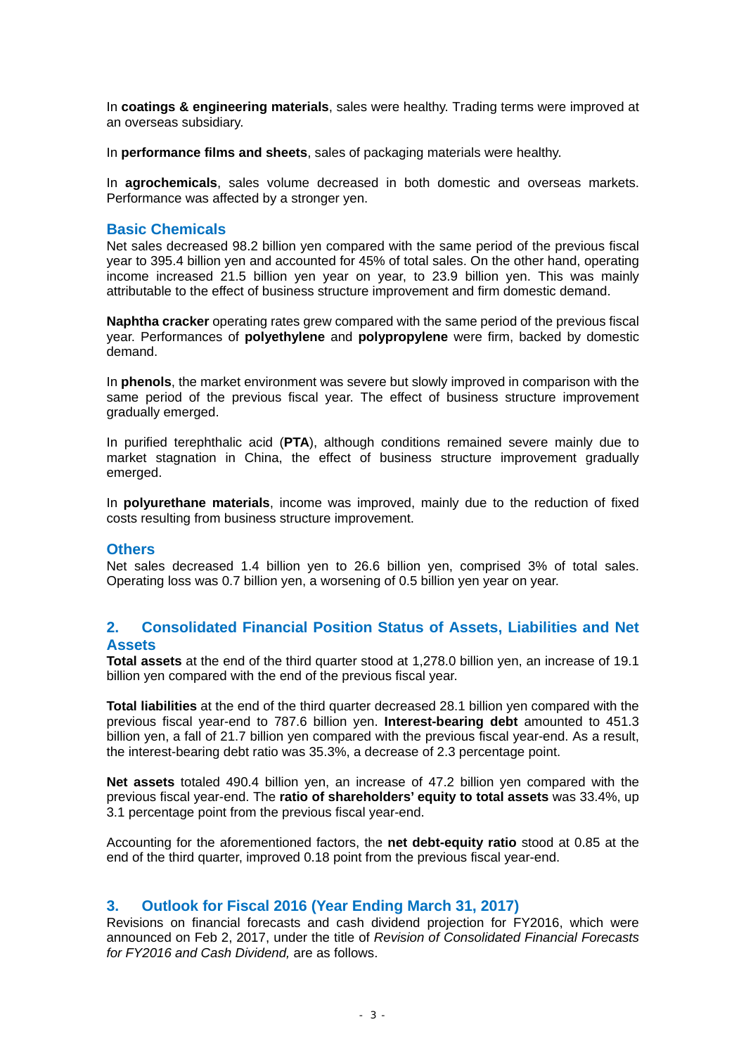In **coatings & engineering materials**, sales were healthy. Trading terms were improved at an overseas subsidiary.

In **performance films and sheets**, sales of packaging materials were healthy.

In **agrochemicals**, sales volume decreased in both domestic and overseas markets. Performance was affected by a stronger yen.

### Basic Chemicals

Net sales decreased 98.2 billion yen compared with the same period of the previous fiscal year to 395.4 billion yen and accounted for 45% of total sales. On the other hand, operating income increased 21.5 billion yen year on year, to 23.9 billion yen. This was mainly attributable to the effect of business structure improvement and firm domestic demand.

**Naphtha cracker** operating rates grew compared with the same period of the previous fiscal year. Performances of **polyethylene** and **polypropylene** were firm, backed by domestic demand.

In **phenols**, the market environment was severe but slowly improved in comparison with the same period of the previous fiscal year. The effect of business structure improvement gradually emerged.

In purified terephthalic acid (**PTA**), although conditions remained severe mainly due to market stagnation in China, the effect of business structure improvement gradually emerged.

In **polyurethane materials**, income was improved, mainly due to the reduction of fixed costs resulting from business structure improvement.

### Others

Net sales decreased 1.4 billion yen to 26.6 billion yen, comprised 3% of total sales. Operating loss was 0.7 billion yen, a worsening of 0.5 billion yen year on year.

## 2. Consolidated Financial Position Status of Assets, Liabilities and Net Assets

**Total assets** at the end of the third quarter stood at 1,278.0 billion yen, an increase of 19.1 billion yen compared with the end of the previous fiscal year.

**Total liabilities** at the end of the third quarter decreased 28.1 billion yen compared with the previous fiscal year-end to 787.6 billion yen. **Interest-bearing debt** amounted to 451.3 billion yen, a fall of 21.7 billion yen compared with the previous fiscal year-end. As a result, the interest-bearing debt ratio was 35.3%, a decrease of 2.3 percentage point.

**Net assets** totaled 490.4 billion yen, an increase of 47.2 billion yen compared with the previous fiscal year-end. The **ratio of shareholders' equity to total assets** was 33.4%, up 3.1 percentage point from the previous fiscal year-end.

Accounting for the aforementioned factors, the **net debt-equity ratio** stood at 0.85 at the end of the third quarter, improved 0.18 point from the previous fiscal year-end.

## 3. Outlook for Fiscal 2016 (Year Ending March 31, 2017)

Revisions on financial forecasts and cash dividend projection for FY2016, which were announced on Feb 2, 2017, under the title of *Revision of Consolidated Financial Forecasts for FY2016 and Cash Dividend,* are as follows.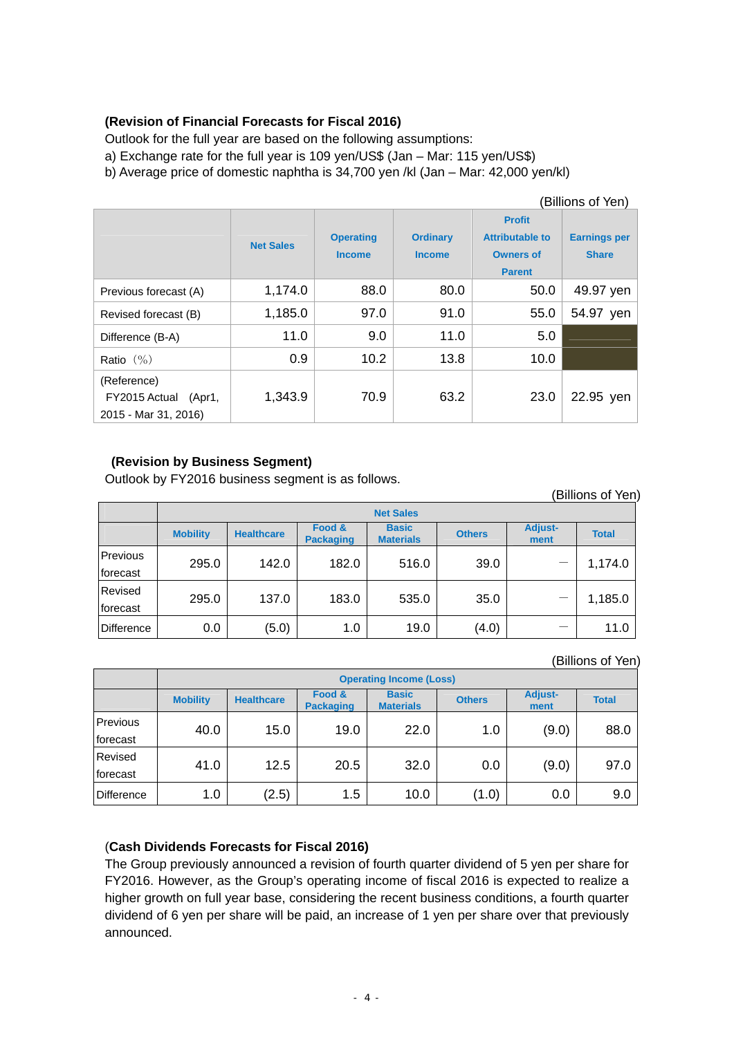**(Revision of Financial Forecasts for Fiscal 2016)**

Outlook for the full year are based on the following assumptions:

a) Exchange rate for the full year is 109 yen/US$ (Jan – Mar: 115 yen/US$)

b) Average price of domestic naphtha is 34,700 yen /kl (Jan – Mar: 42,000 yen/kl)

(Billions of Yen)

| | Net Sales | Operating Income | Ordinary Income | Profit Attributable to Owners of Parent | Earnings per Share |
|---|---|---|---|---|---|
| Previous forecast (A) | 1,174.0 | 88.0 | 80.0 | 50.0 | 49.97 yen |
| Revised forecast (B) | 1,185.0 | 97.0 | 91.0 | 55.0 | 54.97 yen |
| Difference (B-A) | 11.0 | 9.0 | 11.0 | 5.0 | |
| Ratio （%） | 0.9 | 10.2 | 13.8 | 10.0 | |
| (Reference) FY2015 Actual (Apr1, 2015 - Mar 31, 2016) | 1,343.9 | 70.9 | 63.2 | 23.0 | 22.95 yen |

**(Revision by Business Segment)**

Outlook by FY2016 business segment is as follows.

(Billions of Yen)

| | Net Sales | | | | | | |
|---|---|---|---|---|---|---|---|
| | Mobility | Healthcare | Food & Packaging | Basic Materials | Others | Adjust-ment | Total |
| Previous forecast | 295.0 | 142.0 | 182.0 | 516.0 | 39.0 | — | 1,174.0 |
| Revised forecast | 295.0 | 137.0 | 183.0 | 535.0 | 35.0 | — | 1,185.0 |
| Difference | 0.0 | (5.0) | 1.0 | 19.0 | (4.0) | — | 11.0 |

(Billions of Yen)

| | Operating Income (Loss) | | | | | | |
|---|---|---|---|---|---|---|---|
| | Mobility | Healthcare | Food & Packaging | Basic Materials | Others | Adjust-ment | Total |
| Previous forecast | 40.0 | 15.0 | 19.0 | 22.0 | 1.0 | (9.0) | 88.0 |
| Revised forecast | 41.0 | 12.5 | 20.5 | 32.0 | 0.0 | (9.0) | 97.0 |
| Difference | 1.0 | (2.5) | 1.5 | 10.0 | (1.0) | 0.0 | 9.0 |

(**Cash Dividends Forecasts for Fiscal 2016)**

The Group previously announced a revision of fourth quarter dividend of 5 yen per share for FY2016. However, as the Group's operating income of fiscal 2016 is expected to realize a higher growth on full year base, considering the recent business conditions, a fourth quarter dividend of 6 yen per share will be paid, an increase of 1 yen per share over that previously announced.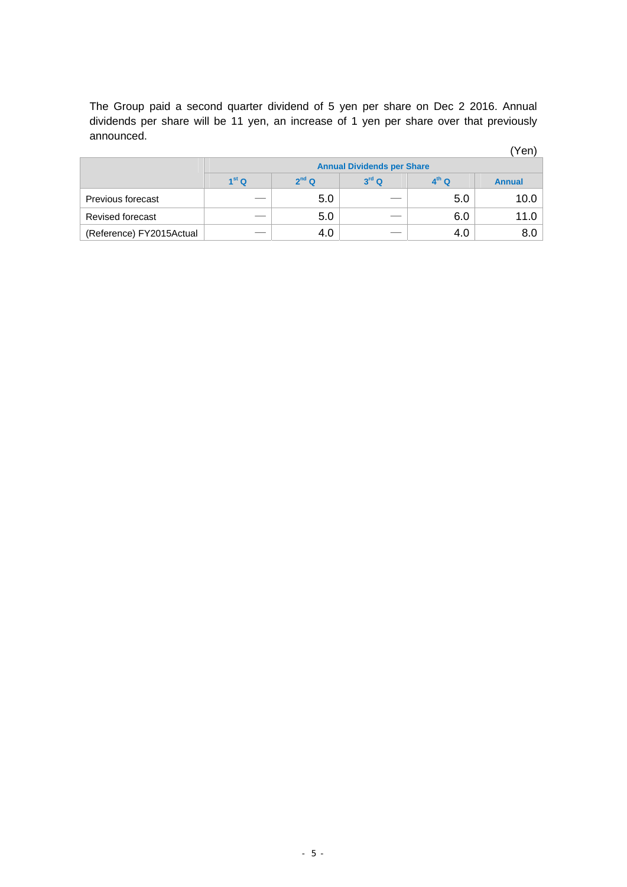The Group paid a second quarter dividend of 5 yen per share on Dec 2 2016. Annual dividends per share will be 11 yen, an increase of 1 yen per share over that previously announced.

(Yen)

| | Annual Dividends per Share | | | | |
|---|---|---|---|---|---|
| | 1st Q | 2nd Q | 3rd Q | 4th Q | Annual |
| Previous forecast | — | 5.0 | — | 5.0 | 10.0 |
| Revised forecast | — | 5.0 | — | 6.0 | 11.0 |
| (Reference) FY2015Actual | — | 4.0 | — | 4.0 | 8.0 |